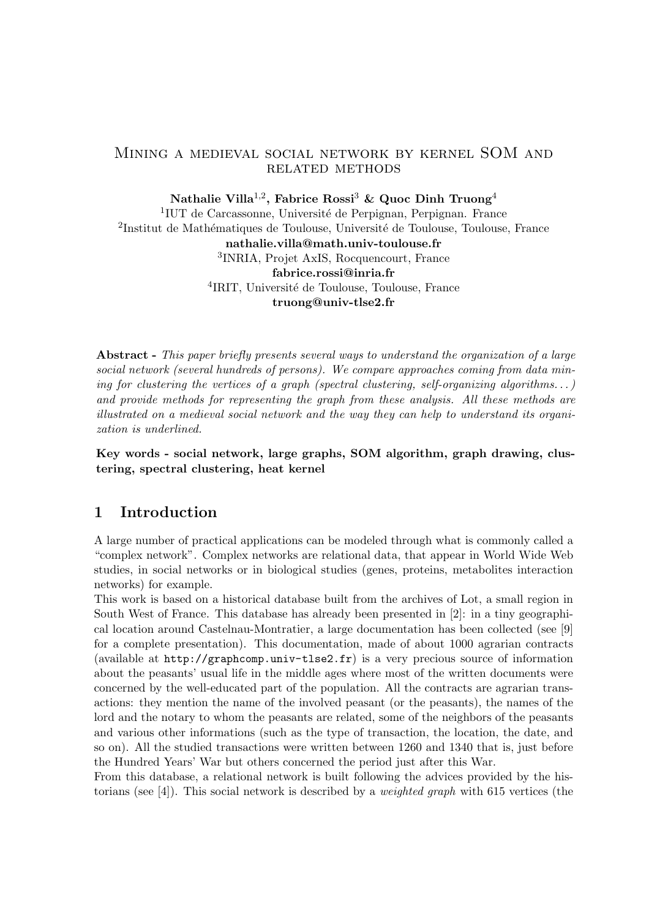# Mining a medieval social network by kernel SOM and related methods

**Nathalie Villa[1,2], Fabrice Rossi[3] & Quoc Dinh Truong[4]**

[1]IUT de Carcassonne, Université de Perpignan, Perpignan. France

[2]Institut de Mathématiques de Toulouse, Université de Toulouse, Toulouse, France

**nathalie.villa@math.univ-toulouse.fr**

[3]INRIA, Projet AxIS, Rocquencourt, France

**fabrice.rossi@inria.fr**

[4]IRIT, Université de Toulouse, Toulouse, France

**truong@univ-tlse2.fr**

**Abstract -** *This paper briefly presents several ways to understand the organization of a large social network (several hundreds of persons). We compare approaches coming from data mining for clustering the vertices of a graph (spectral clustering, self-organizing algorithms. . . ) and provide methods for representing the graph from these analysis. All these methods are illustrated on a medieval social network and the way they can help to understand its organization is underlined.*

**Key words - social network, large graphs, SOM algorithm, graph drawing, clustering, spectral clustering, heat kernel**

## 1 Introduction

A large number of practical applications can be modeled through what is commonly called a "complex network". Complex networks are relational data, that appear in World Wide Web studies, in social networks or in biological studies (genes, proteins, metabolites interaction networks) for example.

This work is based on a historical database built from the archives of Lot, a small region in South West of France. This database has already been presented in [2]: in a tiny geographical location around Castelnau-Montratier, a large documentation has been collected (see [9] for a complete presentation). This documentation, made of about 1000 agrarian contracts (available at `http://graphcomp.univ-tlse2.fr`) is a very precious source of information about the peasants' usual life in the middle ages where most of the written documents were concerned by the well-educated part of the population. All the contracts are agrarian transactions: they mention the name of the involved peasant (or the peasants), the names of the lord and the notary to whom the peasants are related, some of the neighbors of the peasants and various other informations (such as the type of transaction, the location, the date, and so on). All the studied transactions were written between 1260 and 1340 that is, just before the Hundred Years' War but others concerned the period just after this War.

From this database, a relational network is built following the advices provided by the historians (see [4]). This social network is described by a *weighted graph* with 615 vertices (the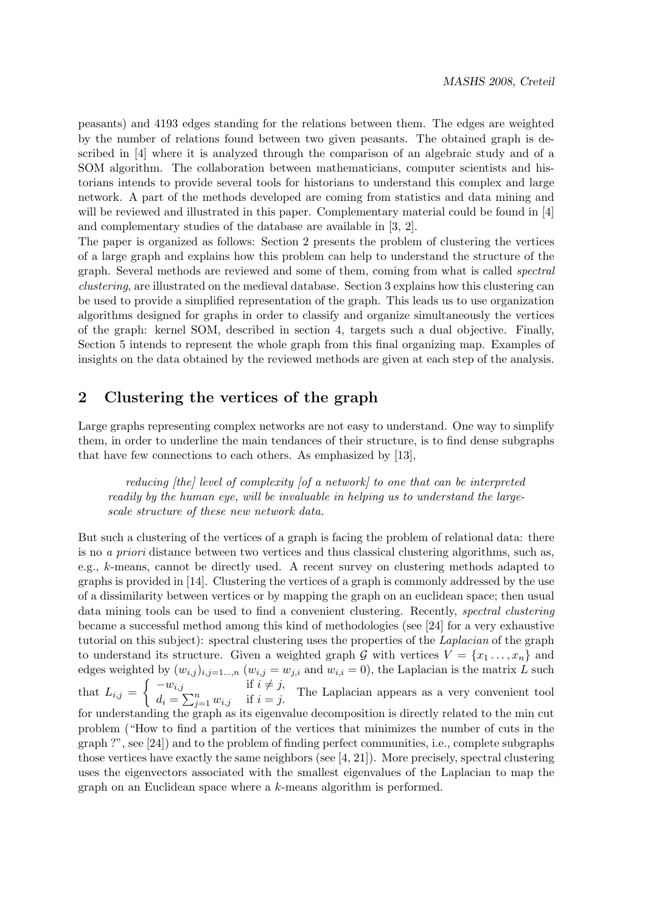peasants) and 4193 edges standing for the relations between them. The edges are weighted by the number of relations found between two given peasants. The obtained graph is described in [4] where it is analyzed through the comparison of an algebraic study and of a SOM algorithm. The collaboration between mathematicians, computer scientists and historians intends to provide several tools for historians to understand this complex and large network. A part of the methods developed are coming from statistics and data mining and will be reviewed and illustrated in this paper. Complementary material could be found in [4] and complementary studies of the database are available in [3, 2].

The paper is organized as follows: Section 2 presents the problem of clustering the vertices of a large graph and explains how this problem can help to understand the structure of the graph. Several methods are reviewed and some of them, coming from what is called *spectral clustering*, are illustrated on the medieval database. Section 3 explains how this clustering can be used to provide a simplified representation of the graph. This leads us to use organization algorithms designed for graphs in order to classify and organize simultaneously the vertices of the graph: kernel SOM, described in section 4, targets such a dual objective. Finally, Section 5 intends to represent the whole graph from this final organizing map. Examples of insights on the data obtained by the reviewed methods are given at each step of the analysis.

## 2 Clustering the vertices of the graph

Large graphs representing complex networks are not easy to understand. One way to simplify them, in order to underline the main tendances of their structure, is to find dense subgraphs that have few connections to each others. As emphasized by [13],

> *reducing [the] level of complexity [of a network] to one that can be interpreted readily by the human eye, will be invaluable in helping us to understand the large-scale structure of these new network data.*

But such a clustering of the vertices of a graph is facing the problem of relational data: there is no *a priori* distance between two vertices and thus classical clustering algorithms, such as, e.g., $k$-means, cannot be directly used. A recent survey on clustering methods adapted to graphs is provided in [14]. Clustering the vertices of a graph is commonly addressed by the use of a dissimilarity between vertices or by mapping the graph on an euclidean space; then usual data mining tools can be used to find a convenient clustering. Recently, *spectral clustering* became a successful method among this kind of methodologies (see [24] for a very exhaustive tutorial on this subject): spectral clustering uses the properties of the *Laplacian* of the graph to understand its structure. Given a weighted graph $\mathcal{G}$ with vertices $V = \{x_1 \ldots, x_n\}$ and edges weighted by $(w_{i,j})_{i,j=1\ldots,n}$ ($w_{i,j} = w_{j,i}$ and $w_{i,i} = 0$), the Laplacian is the matrix $L$ such that $L_{i,j} = \begin{cases} -w_{i,j} & \text{if } i \neq j, \\ d_i = \sum_{j=1}^n w_{i,j} & \text{if } i = j. \end{cases}$ The Laplacian appears as a very convenient tool for understanding the graph as its eigenvalue decomposition is directly related to the min cut problem ("How to find a partition of the vertices that minimizes the number of cuts in the graph ?", see [24]) and to the problem of finding perfect communities, i.e., complete subgraphs those vertices have exactly the same neighbors (see [4, 21]). More precisely, spectral clustering uses the eigenvectors associated with the smallest eigenvalues of the Laplacian to map the graph on an Euclidean space where a $k$-means algorithm is performed.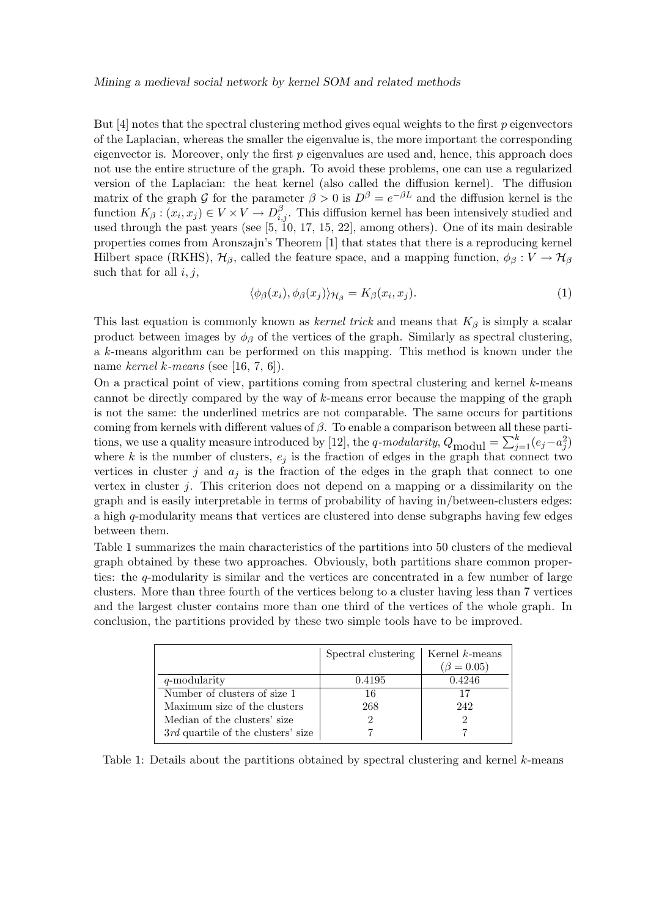But [4] notes that the spectral clustering method gives equal weights to the first $p$ eigenvectors of the Laplacian, whereas the smaller the eigenvalue is, the more important the corresponding eigenvector is. Moreover, only the first $p$ eigenvalues are used and, hence, this approach does not use the entire structure of the graph. To avoid these problems, one can use a regularized version of the Laplacian: the heat kernel (also called the diffusion kernel). The diffusion matrix of the graph $\mathcal{G}$ for the parameter $\beta > 0$ is $D^\beta = e^{-\beta L}$ and the diffusion kernel is the function $K_\beta : (x_i, x_j) \in V \times V \to D^\beta_{i,j}$. This diffusion kernel has been intensively studied and used through the past years (see [5, 10, 17, 15, 22], among others). One of its main desirable properties comes from Aronszajn's Theorem [1] that states that there is a reproducing kernel Hilbert space (RKHS), $\mathcal{H}_\beta$, called the feature space, and a mapping function, $\phi_\beta : V \to \mathcal{H}_\beta$ such that for all $i, j$,

$$\langle \phi_\beta(x_i), \phi_\beta(x_j) \rangle_{\mathcal{H}_\beta} = K_\beta(x_i, x_j). \tag{1}$$

This last equation is commonly known as *kernel trick* and means that $K_\beta$ is simply a scalar product between images by $\phi_\beta$ of the vertices of the graph. Similarly as spectral clustering, a $k$-means algorithm can be performed on this mapping. This method is known under the name *kernel k-means* (see [16, 7, 6]).

On a practical point of view, partitions coming from spectral clustering and kernel $k$-means cannot be directly compared by the way of $k$-means error because the mapping of the graph is not the same: the underlined metrics are not comparable. The same occurs for partitions coming from kernels with different values of $\beta$. To enable a comparison between all these partitions, we use a quality measure introduced by [12], the *q-modularity*, $Q_{\text{modul}} = \sum_{j=1}^{k}(e_j - a_j^2)$ where $k$ is the number of clusters, $e_j$ is the fraction of edges in the graph that connect two vertices in cluster $j$ and $a_j$ is the fraction of the edges in the graph that connect to one vertex in cluster $j$. This criterion does not depend on a mapping or a dissimilarity on the graph and is easily interpretable in terms of probability of having in/between-clusters edges: a high $q$-modularity means that vertices are clustered into dense subgraphs having few edges between them.

Table 1 summarizes the main characteristics of the partitions into 50 clusters of the medieval graph obtained by these two approaches. Obviously, both partitions share common properties: the $q$-modularity is similar and the vertices are concentrated in a few number of large clusters. More than three fourth of the vertices belong to a cluster having less than 7 vertices and the largest cluster contains more than one third of the vertices of the whole graph. In conclusion, the partitions provided by these two simple tools have to be improved.

| | Spectral clustering | Kernel $k$-means ($\beta = 0.05$) |
|---|---|---|
| $q$-modularity | 0.4195 | 0.4246 |
| Number of clusters of size 1 | 16 | 17 |
| Maximum size of the clusters | 268 | 242 |
| Median of the clusters' size | 2 | 2 |
| *3rd* quartile of the clusters' size | 7 | 7 |

Table 1: Details about the partitions obtained by spectral clustering and kernel $k$-means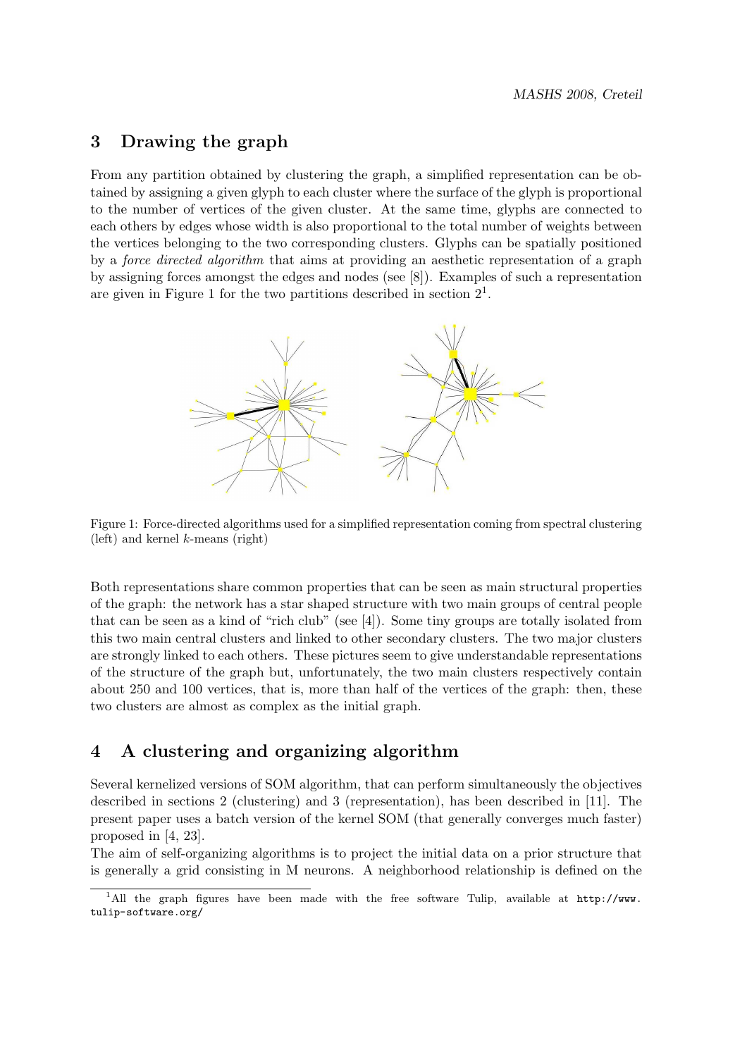## 3 Drawing the graph

From any partition obtained by clustering the graph, a simplified representation can be obtained by assigning a given glyph to each cluster where the surface of the glyph is proportional to the number of vertices of the given cluster. At the same time, glyphs are connected to each others by edges whose width is also proportional to the total number of weights between the vertices belonging to the two corresponding clusters. Glyphs can be spatially positioned by a *force directed algorithm* that aims at providing an aesthetic representation of a graph by assigning forces amongst the edges and nodes (see [8]). Examples of such a representation are given in Figure 1 for the two partitions described in section 2[1].

Figure 1: Force-directed algorithms used for a simplified representation coming from spectral clustering (left) and kernel $k$-means (right)

Both representations share common properties that can be seen as main structural properties of the graph: the network has a star shaped structure with two main groups of central people that can be seen as a kind of "rich club" (see [4]). Some tiny groups are totally isolated from this two main central clusters and linked to other secondary clusters. The two major clusters are strongly linked to each others. These pictures seem to give understandable representations of the structure of the graph but, unfortunately, the two main clusters respectively contain about 250 and 100 vertices, that is, more than half of the vertices of the graph: then, these two clusters are almost as complex as the initial graph.

## 4 A clustering and organizing algorithm

Several kernelized versions of SOM algorithm, that can perform simultaneously the objectives described in sections 2 (clustering) and 3 (representation), has been described in [11]. The present paper uses a batch version of the kernel SOM (that generally converges much faster) proposed in [4, 23].

The aim of self-organizing algorithms is to project the initial data on a prior structure that is generally a grid consisting in M neurons. A neighborhood relationship is defined on the

[1] All the graph figures have been made with the free software Tulip, available at http://www.tulip-software.org/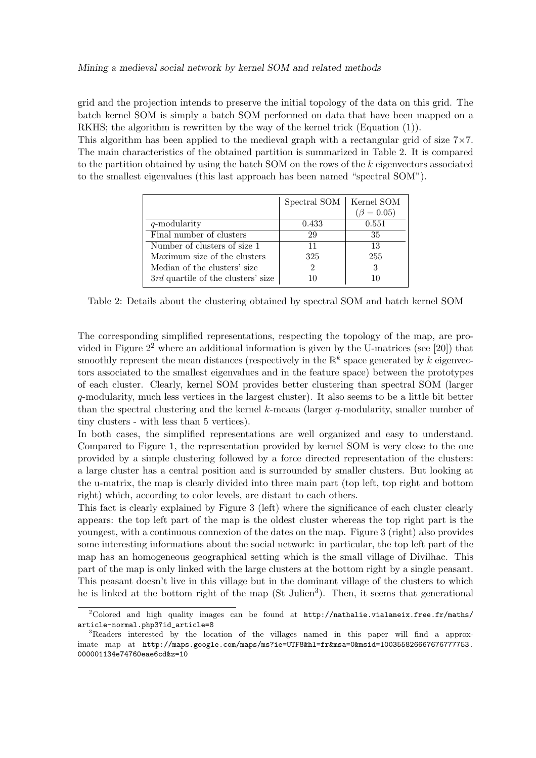grid and the projection intends to preserve the initial topology of the data on this grid. The batch kernel SOM is simply a batch SOM performed on data that have been mapped on a RKHS; the algorithm is rewritten by the way of the kernel trick (Equation (1)).
This algorithm has been applied to the medieval graph with a rectangular grid of size 7×7. The main characteristics of the obtained partition is summarized in Table 2. It is compared to the partition obtained by using the batch SOM on the rows of the $k$ eigenvectors associated to the smallest eigenvalues (this last approach has been named "spectral SOM").

| | Spectral SOM | Kernel SOM ($\beta = 0.05$) |
|---|---|---|
| $q$-modularity | 0.433 | 0.551 |
| Final number of clusters | 29 | 35 |
| Number of clusters of size 1 | 11 | 13 |
| Maximum size of the clusters | 325 | 255 |
| Median of the clusters' size | 2 | 3 |
| *3rd* quartile of the clusters' size | 10 | 10 |

Table 2: Details about the clustering obtained by spectral SOM and batch kernel SOM

The corresponding simplified representations, respecting the topology of the map, are provided in Figure 2[2] where an additional information is given by the U-matrices (see [20]) that smoothly represent the mean distances (respectively in the $\mathbb{R}^k$ space generated by $k$ eigenvectors associated to the smallest eigenvalues and in the feature space) between the prototypes of each cluster. Clearly, kernel SOM provides better clustering than spectral SOM (larger $q$-modularity, much less vertices in the largest cluster). It also seems to be a little bit better than the spectral clustering and the kernel $k$-means (larger $q$-modularity, smaller number of tiny clusters - with less than 5 vertices).
In both cases, the simplified representations are well organized and easy to understand. Compared to Figure 1, the representation provided by kernel SOM is very close to the one provided by a simple clustering followed by a force directed representation of the clusters: a large cluster has a central position and is surrounded by smaller clusters. But looking at the u-matrix, the map is clearly divided into three main part (top left, top right and bottom right) which, according to color levels, are distant to each others.
This fact is clearly explained by Figure 3 (left) where the significance of each cluster clearly appears: the top left part of the map is the oldest cluster whereas the top right part is the youngest, with a continuous connexion of the dates on the map. Figure 3 (right) also provides some interesting informations about the social network: in particular, the top left part of the map has an homogeneous geographical setting which is the small village of Divilhac. This part of the map is only linked with the large clusters at the bottom right by a single peasant. This peasant doesn't live in this village but in the dominant village of the clusters to which he is linked at the bottom right of the map (St Julien[3]). Then, it seems that generational

[2] Colored and high quality images can be found at http://nathalie.vialaneix.free.fr/maths/article-normal.php3?id_article=8

[3] Readers interested by the location of the villages named in this paper will find a approximate map at http://maps.google.com/maps/ms?ie=UTF8&hl=fr&msa=0&msid=100355826667676777753.000001134e74760eae6cd&z=10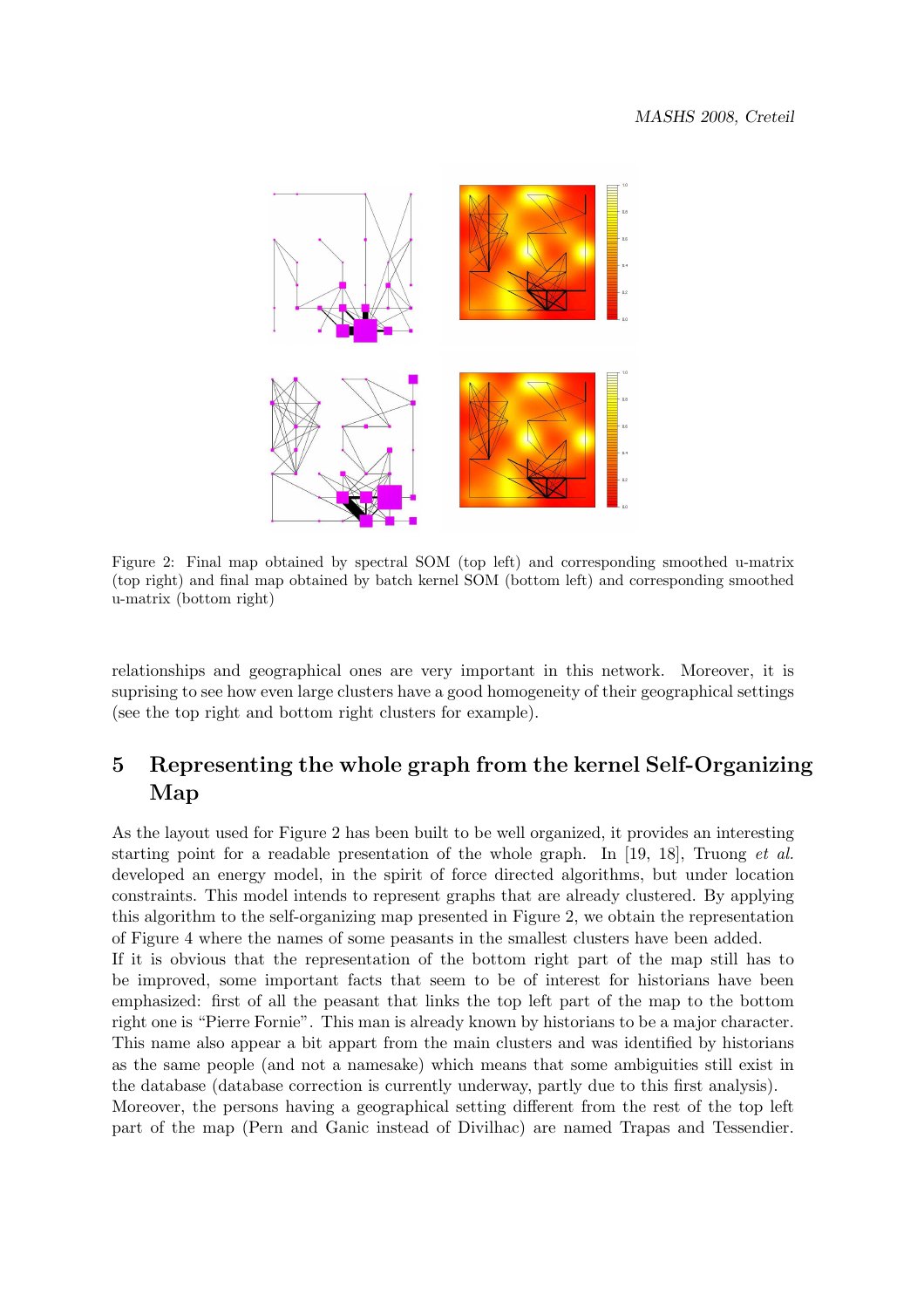Figure 2: Final map obtained by spectral SOM (top left) and corresponding smoothed u-matrix (top right) and final map obtained by batch kernel SOM (bottom left) and corresponding smoothed u-matrix (bottom right)

relationships and geographical ones are very important in this network. Moreover, it is suprising to see how even large clusters have a good homogeneity of their geographical settings (see the top right and bottom right clusters for example).

## 5 Representing the whole graph from the kernel Self-Organizing Map

As the layout used for Figure 2 has been built to be well organized, it provides an interesting starting point for a readable presentation of the whole graph. In [19, 18], Truong *et al.* developed an energy model, in the spirit of force directed algorithms, but under location constraints. This model intends to represent graphs that are already clustered. By applying this algorithm to the self-organizing map presented in Figure 2, we obtain the representation of Figure 4 where the names of some peasants in the smallest clusters have been added.

If it is obvious that the representation of the bottom right part of the map still has to be improved, some important facts that seem to be of interest for historians have been emphasized: first of all the peasant that links the top left part of the map to the bottom right one is "Pierre Fornie". This man is already known by historians to be a major character. This name also appear a bit appart from the main clusters and was identified by historians as the same people (and not a namesake) which means that some ambiguities still exist in the database (database correction is currently underway, partly due to this first analysis).

Moreover, the persons having a geographical setting different from the rest of the top left part of the map (Pern and Ganic instead of Divilhac) are named Trapas and Tessendier.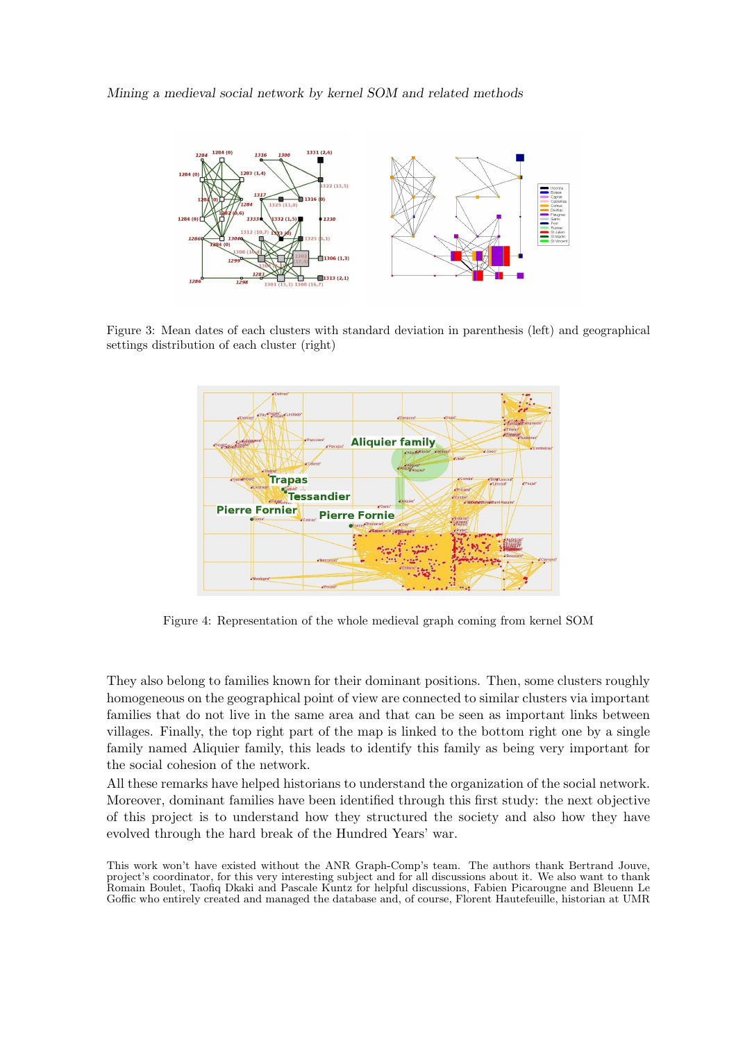Figure 3: Mean dates of each clusters with standard deviation in parenthesis (left) and geographical settings distribution of each cluster (right)

Figure 4: Representation of the whole medieval graph coming from kernel SOM

They also belong to families known for their dominant positions. Then, some clusters roughly homogeneous on the geographical point of view are connected to similar clusters via important families that do not live in the same area and that can be seen as important links between villages. Finally, the top right part of the map is linked to the bottom right one by a single family named Aliquier family, this leads to identify this family as being very important for the social cohesion of the network.

All these remarks have helped historians to understand the organization of the social network. Moreover, dominant families have been identified through this first study: the next objective of this project is to understand how they structured the society and also how they have evolved through the hard break of the Hundred Years' war.

This work won't have existed without the ANR Graph-Comp's team. The authors thank Bertrand Jouve, project's coordinator, for this very interesting subject and for all discussions about it. We also want to thank Romain Boulet, Taofiq Dkaki and Pascale Kuntz for helpful discussions, Fabien Picarougne and Bleuenn Le Goffic who entirely created and managed the database and, of course, Florent Hautefeuille, historian at UMR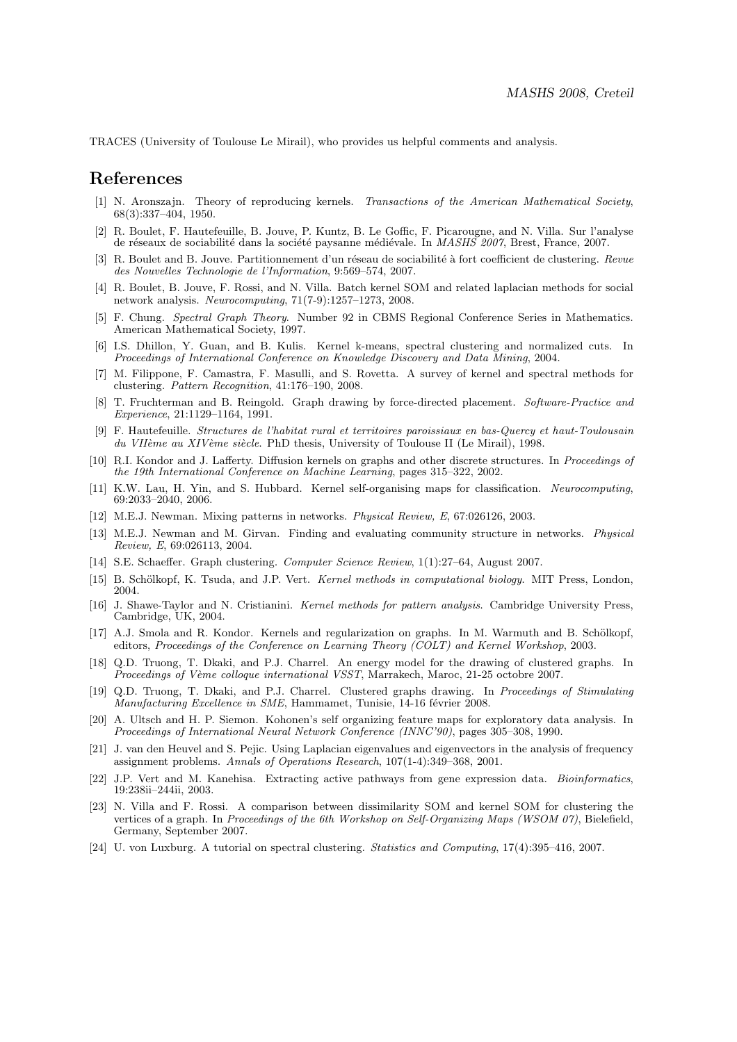TRACES (University of Toulouse Le Mirail), who provides us helpful comments and analysis.

## References

[1] N. Aronszajn. Theory of reproducing kernels. *Transactions of the American Mathematical Society*, 68(3):337–404, 1950.

[2] R. Boulet, F. Hautefeuille, B. Jouve, P. Kuntz, B. Le Goffic, F. Picarougne, and N. Villa. Sur l'analyse de réseaux de sociabilité dans la société paysanne médiévale. In *MASHS 2007*, Brest, France, 2007.

[3] R. Boulet and B. Jouve. Partitionnement d'un réseau de sociabilité à fort coefficient de clustering. *Revue des Nouvelles Technologie de l'Information*, 9:569–574, 2007.

[4] R. Boulet, B. Jouve, F. Rossi, and N. Villa. Batch kernel SOM and related laplacian methods for social network analysis. *Neurocomputing*, 71(7-9):1257–1273, 2008.

[5] F. Chung. *Spectral Graph Theory*. Number 92 in CBMS Regional Conference Series in Mathematics. American Mathematical Society, 1997.

[6] I.S. Dhillon, Y. Guan, and B. Kulis. Kernel k-means, spectral clustering and normalized cuts. In *Proceedings of International Conference on Knowledge Discovery and Data Mining*, 2004.

[7] M. Filippone, F. Camastra, F. Masulli, and S. Rovetta. A survey of kernel and spectral methods for clustering. *Pattern Recognition*, 41:176–190, 2008.

[8] T. Fruchterman and B. Reingold. Graph drawing by force-directed placement. *Software-Practice and Experience*, 21:1129–1164, 1991.

[9] F. Hautefeuille. *Structures de l'habitat rural et territoires paroissiaux en bas-Quercy et haut-Toulousain du VIIème au XIVème siècle*. PhD thesis, University of Toulouse II (Le Mirail), 1998.

[10] R.I. Kondor and J. Lafferty. Diffusion kernels on graphs and other discrete structures. In *Proceedings of the 19th International Conference on Machine Learning*, pages 315–322, 2002.

[11] K.W. Lau, H. Yin, and S. Hubbard. Kernel self-organising maps for classification. *Neurocomputing*, 69:2033–2040, 2006.

[12] M.E.J. Newman. Mixing patterns in networks. *Physical Review, E*, 67:026126, 2003.

[13] M.E.J. Newman and M. Girvan. Finding and evaluating community structure in networks. *Physical Review, E*, 69:026113, 2004.

[14] S.E. Schaeffer. Graph clustering. *Computer Science Review*, 1(1):27–64, August 2007.

[15] B. Schölkopf, K. Tsuda, and J.P. Vert. *Kernel methods in computational biology*. MIT Press, London, 2004.

[16] J. Shawe-Taylor and N. Cristianini. *Kernel methods for pattern analysis*. Cambridge University Press, Cambridge, UK, 2004.

[17] A.J. Smola and R. Kondor. Kernels and regularization on graphs. In M. Warmuth and B. Schölkopf, editors, *Proceedings of the Conference on Learning Theory (COLT) and Kernel Workshop*, 2003.

[18] Q.D. Truong, T. Dkaki, and P.J. Charrel. An energy model for the drawing of clustered graphs. In *Proceedings of Vème colloque international VSST*, Marrakech, Maroc, 21-25 octobre 2007.

[19] Q.D. Truong, T. Dkaki, and P.J. Charrel. Clustered graphs drawing. In *Proceedings of Stimulating Manufacturing Excellence in SME*, Hammamet, Tunisie, 14-16 février 2008.

[20] A. Ultsch and H. P. Siemon. Kohonen's self organizing feature maps for exploratory data analysis. In *Proceedings of International Neural Network Conference (INNC'90)*, pages 305–308, 1990.

[21] J. van den Heuvel and S. Pejic. Using Laplacian eigenvalues and eigenvectors in the analysis of frequency assignment problems. *Annals of Operations Research*, 107(1-4):349–368, 2001.

[22] J.P. Vert and M. Kanehisa. Extracting active pathways from gene expression data. *Bioinformatics*, 19:238ii–244ii, 2003.

[23] N. Villa and F. Rossi. A comparison between dissimilarity SOM and kernel SOM for clustering the vertices of a graph. In *Proceedings of the 6th Workshop on Self-Organizing Maps (WSOM 07)*, Bielefield, Germany, September 2007.

[24] U. von Luxburg. A tutorial on spectral clustering. *Statistics and Computing*, 17(4):395–416, 2007.